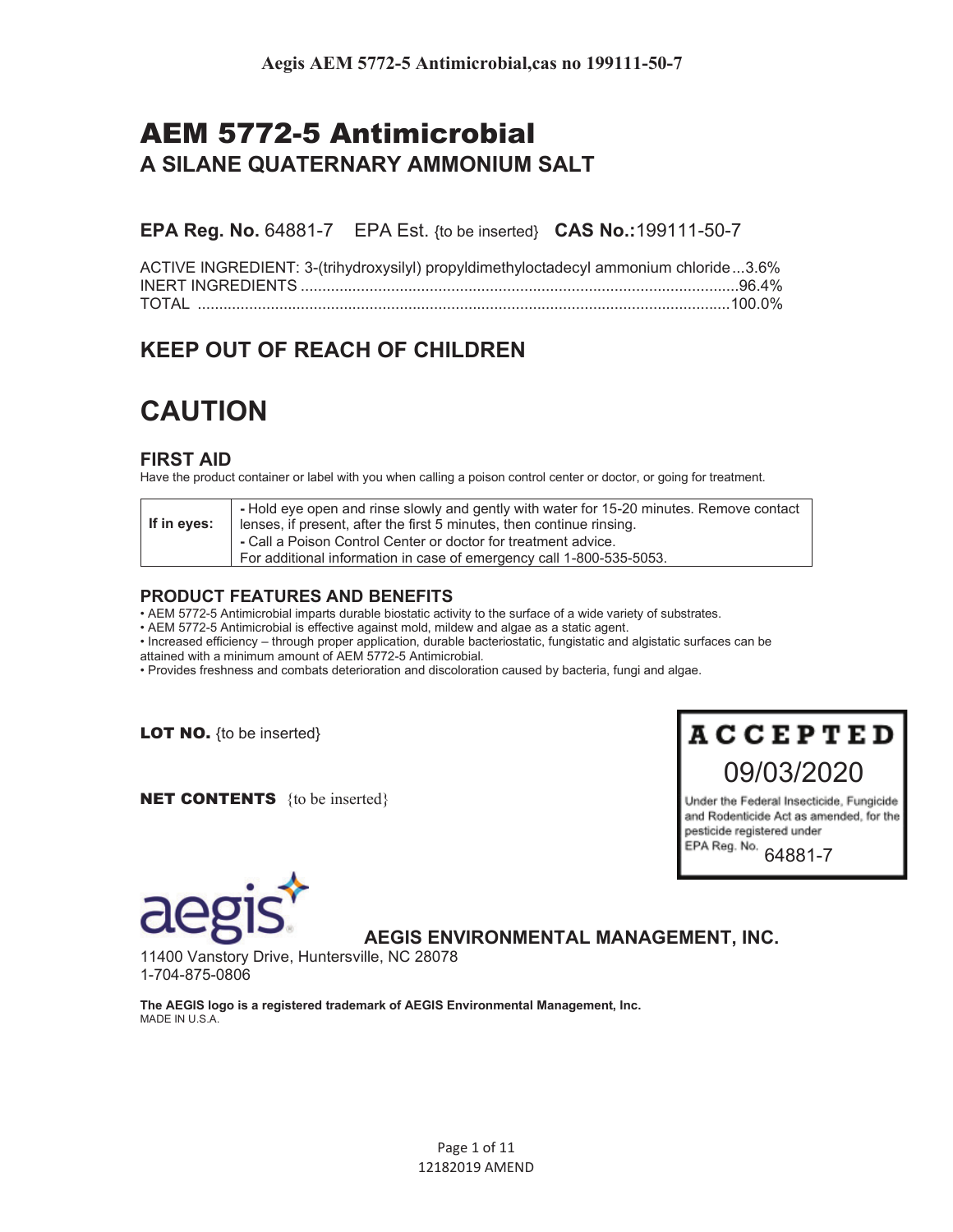**Aegis AEM 5772-5 Antimicrobial,cas no 199111-50-7**

# AEM 5772-5 Antimicrobial

## A SILANE QUATERNARY AMMONIUM SALT

**EPA Reg. No.** 64881-7 EPA Est. {to be inserted} **CAS No.:**199111-50-7

ACTIVE INGREDIENT: 3-(trihydroxysilyl) propyldimethyloctadecyl ammonium chloride...3.6%
INERT INGREDIENTS ........................................................................................................96.4%
TOTAL ..........................................................................................................................100.0%

## KEEP OUT OF REACH OF CHILDREN

# CAUTION

### FIRST AID

Have the product container or label with you when calling a poison control center or doctor, or going for treatment.

| | |
|---|---|
| **If in eyes:** | - Hold eye open and rinse slowly and gently with water for 15-20 minutes. Remove contact lenses, if present, after the first 5 minutes, then continue rinsing.<br>- Call a Poison Control Center or doctor for treatment advice.<br>For additional information in case of emergency call 1-800-535-5053. |

### PRODUCT FEATURES AND BENEFITS

- AEM 5772-5 Antimicrobial imparts durable biostatic activity to the surface of a wide variety of substrates.
- AEM 5772-5 Antimicrobial is effective against mold, mildew and algae as a static agent.
- Increased efficiency – through proper application, durable bacteriostatic, fungistatic and algistatic surfaces can be attained with a minimum amount of AEM 5772-5 Antimicrobial.
- Provides freshness and combats deterioration and discoloration caused by bacteria, fungi and algae.

**LOT NO.** {to be inserted}

**NET CONTENTS** {to be inserted}

**ACCEPTED**
09/03/2020
Under the Federal Insecticide, Fungicide and Rodenticide Act as amended, for the pesticide registered under EPA Reg. No. 64881-7

aegis

**AEGIS ENVIRONMENTAL MANAGEMENT, INC.**
11400 Vanstory Drive, Huntersville, NC 28078
1-704-875-0806

**The AEGIS logo is a registered trademark of AEGIS Environmental Management, Inc.**
MADE IN U.S.A.

12182019 AMEND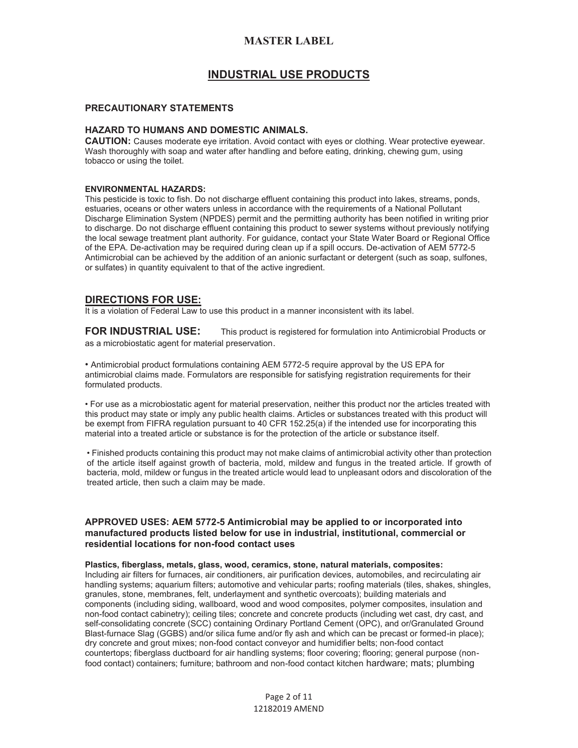# MASTER LABEL

## INDUSTRIAL USE PRODUCTS

### PRECAUTIONARY STATEMENTS

### HAZARD TO HUMANS AND DOMESTIC ANIMALS.

**CAUTION:** Causes moderate eye irritation. Avoid contact with eyes or clothing. Wear protective eyewear. Wash thoroughly with soap and water after handling and before eating, drinking, chewing gum, using tobacco or using the toilet.

**ENVIRONMENTAL HAZARDS:**

This pesticide is toxic to fish. Do not discharge effluent containing this product into lakes, streams, ponds, estuaries, oceans or other waters unless in accordance with the requirements of a National Pollutant Discharge Elimination System (NPDES) permit and the permitting authority has been notified in writing prior to discharge. Do not discharge effluent containing this product to sewer systems without previously notifying the local sewage treatment plant authority. For guidance, contact your State Water Board or Regional Office of the EPA. De-activation may be required during clean up if a spill occurs. De-activation of AEM 5772-5 Antimicrobial can be achieved by the addition of an anionic surfactant or detergent (such as soap, sulfones, or sulfates) in quantity equivalent to that of the active ingredient.

### DIRECTIONS FOR USE:

It is a violation of Federal Law to use this product in a manner inconsistent with its label.

**FOR INDUSTRIAL USE:** This product is registered for formulation into Antimicrobial Products or as a microbiostatic agent for material preservation.

- Antimicrobial product formulations containing AEM 5772-5 require approval by the US EPA for antimicrobial claims made. Formulators are responsible for satisfying registration requirements for their formulated products.

- For use as a microbiostatic agent for material preservation, neither this product nor the articles treated with this product may state or imply any public health claims. Articles or substances treated with this product will be exempt from FIFRA regulation pursuant to 40 CFR 152.25(a) if the intended use for incorporating this material into a treated article or substance is for the protection of the article or substance itself.

- Finished products containing this product may not make claims of antimicrobial activity other than protection of the article itself against growth of bacteria, mold, mildew and fungus in the treated article. If growth of bacteria, mold, mildew or fungus in the treated article would lead to unpleasant odors and discoloration of the treated article, then such a claim may be made.

### APPROVED USES: AEM 5772-5 Antimicrobial may be applied to or incorporated into manufactured products listed below for use in industrial, institutional, commercial or residential locations for non-food contact uses

**Plastics, fiberglass, metals, glass, wood, ceramics, stone, natural materials, composites:**
Including air filters for furnaces, air conditioners, air purification devices, automobiles, and recirculating air handling systems; aquarium filters; automotive and vehicular parts; roofing materials (tiles, shakes, shingles, granules, stone, membranes, felt, underlayment and synthetic overcoats); building materials and components (including siding, wallboard, wood and wood composites, polymer composites, insulation and non-food contact cabinetry); ceiling tiles; concrete and concrete products (including wet cast, dry cast, and self-consolidating concrete (SCC) containing Ordinary Portland Cement (OPC), and or/Granulated Ground Blast-furnace Slag (GGBS) and/or silica fume and/or fly ash and which can be precast or formed-in place); dry concrete and grout mixes; non-food contact conveyor and humidifier belts; non-food contact countertops; fiberglass ductboard for air handling systems; floor covering; flooring; general purpose (non-food contact) containers; furniture; bathroom and non-food contact kitchen hardware; mats; plumbing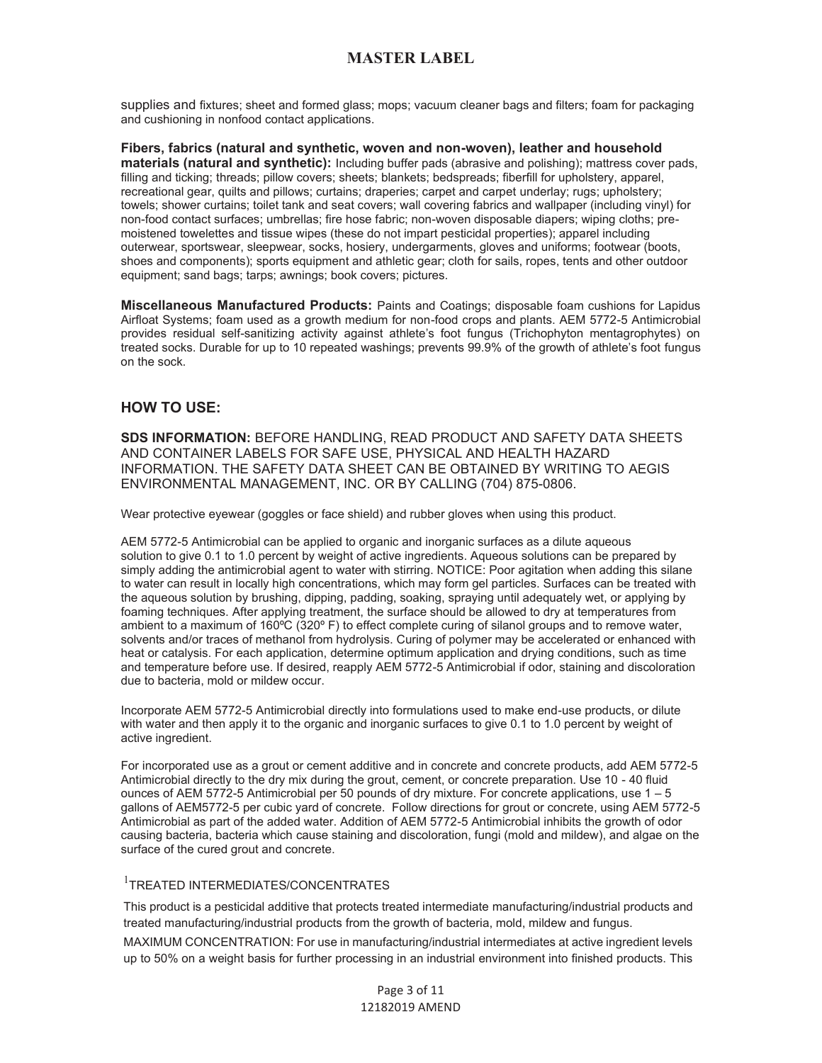supplies and fixtures; sheet and formed glass; mops; vacuum cleaner bags and filters; foam for packaging and cushioning in nonfood contact applications.

**Fibers, fabrics (natural and synthetic, woven and non-woven), leather and household materials (natural and synthetic):** Including buffer pads (abrasive and polishing); mattress cover pads, filling and ticking; threads; pillow covers; sheets; blankets; bedspreads; fiberfill for upholstery, apparel, recreational gear, quilts and pillows; curtains; draperies; carpet and carpet underlay; rugs; upholstery; towels; shower curtains; toilet tank and seat covers; wall covering fabrics and wallpaper (including vinyl) for non-food contact surfaces; umbrellas; fire hose fabric; non-woven disposable diapers; wiping cloths; pre-moistened towelettes and tissue wipes (these do not impart pesticidal properties); apparel including outerwear, sportswear, sleepwear, socks, hosiery, undergarments, gloves and uniforms; footwear (boots, shoes and components); sports equipment and athletic gear; cloth for sails, ropes, tents and other outdoor equipment; sand bags; tarps; awnings; book covers; pictures.

**Miscellaneous Manufactured Products:** Paints and Coatings; disposable foam cushions for Lapidus Airfloat Systems; foam used as a growth medium for non-food crops and plants. AEM 5772-5 Antimicrobial provides residual self-sanitizing activity against athlete's foot fungus (Trichophyton mentagrophytes) on treated socks. Durable for up to 10 repeated washings; prevents 99.9% of the growth of athlete's foot fungus on the sock.

## HOW TO USE:

**SDS INFORMATION:** BEFORE HANDLING, READ PRODUCT AND SAFETY DATA SHEETS AND CONTAINER LABELS FOR SAFE USE, PHYSICAL AND HEALTH HAZARD INFORMATION. THE SAFETY DATA SHEET CAN BE OBTAINED BY WRITING TO AEGIS ENVIRONMENTAL MANAGEMENT, INC. OR BY CALLING (704) 875-0806.

Wear protective eyewear (goggles or face shield) and rubber gloves when using this product.

AEM 5772-5 Antimicrobial can be applied to organic and inorganic surfaces as a dilute aqueous solution to give 0.1 to 1.0 percent by weight of active ingredients. Aqueous solutions can be prepared by simply adding the antimicrobial agent to water with stirring. NOTICE: Poor agitation when adding this silane to water can result in locally high concentrations, which may form gel particles. Surfaces can be treated with the aqueous solution by brushing, dipping, padding, soaking, spraying until adequately wet, or applying by foaming techniques. After applying treatment, the surface should be allowed to dry at temperatures from ambient to a maximum of 160ºC (320º F) to effect complete curing of silanol groups and to remove water, solvents and/or traces of methanol from hydrolysis. Curing of polymer may be accelerated or enhanced with heat or catalysis. For each application, determine optimum application and drying conditions, such as time and temperature before use. If desired, reapply AEM 5772-5 Antimicrobial if odor, staining and discoloration due to bacteria, mold or mildew occur.

Incorporate AEM 5772-5 Antimicrobial directly into formulations used to make end-use products, or dilute with water and then apply it to the organic and inorganic surfaces to give 0.1 to 1.0 percent by weight of active ingredient.

For incorporated use as a grout or cement additive and in concrete and concrete products, add AEM 5772-5 Antimicrobial directly to the dry mix during the grout, cement, or concrete preparation. Use 10 - 40 fluid ounces of AEM 5772-5 Antimicrobial per 50 pounds of dry mixture. For concrete applications, use 1 – 5 gallons of AEM5772-5 per cubic yard of concrete. Follow directions for grout or concrete, using AEM 5772-5 Antimicrobial as part of the added water. Addition of AEM 5772-5 Antimicrobial inhibits the growth of odor causing bacteria, bacteria which cause staining and discoloration, fungi (mold and mildew), and algae on the surface of the cured grout and concrete.

[1]TREATED INTERMEDIATES/CONCENTRATES

This product is a pesticidal additive that protects treated intermediate manufacturing/industrial products and treated manufacturing/industrial products from the growth of bacteria, mold, mildew and fungus.

MAXIMUM CONCENTRATION: For use in manufacturing/industrial intermediates at active ingredient levels up to 50% on a weight basis for further processing in an industrial environment into finished products. This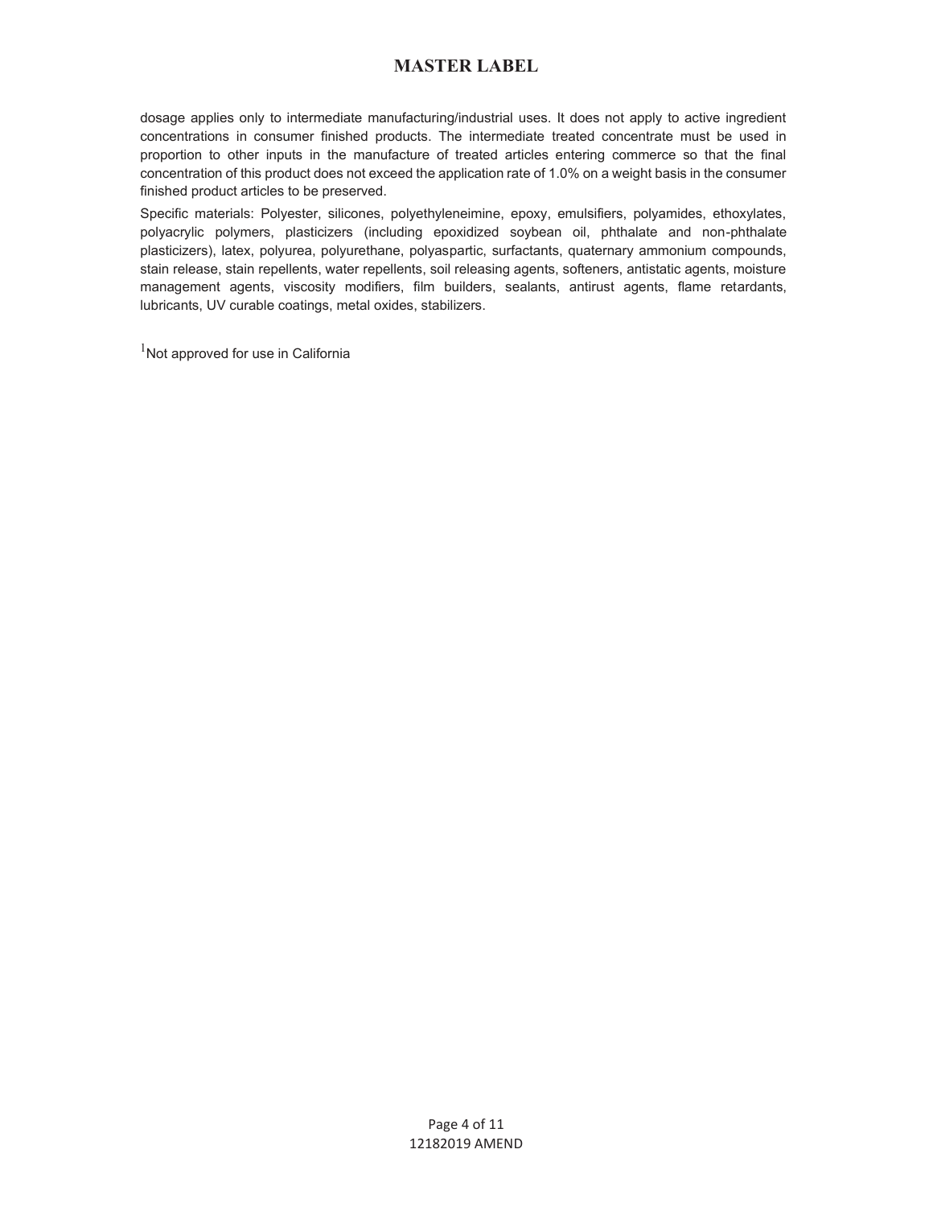dosage applies only to intermediate manufacturing/industrial uses. It does not apply to active ingredient concentrations in consumer finished products. The intermediate treated concentrate must be used in proportion to other inputs in the manufacture of treated articles entering commerce so that the final concentration of this product does not exceed the application rate of 1.0% on a weight basis in the consumer finished product articles to be preserved.

Specific materials: Polyester, silicones, polyethyleneimine, epoxy, emulsifiers, polyamides, ethoxylates, polyacrylic polymers, plasticizers (including epoxidized soybean oil, phthalate and non-phthalate plasticizers), latex, polyurea, polyurethane, polyaspartic, surfactants, quaternary ammonium compounds, stain release, stain repellents, water repellents, soil releasing agents, softeners, antistatic agents, moisture management agents, viscosity modifiers, film builders, sealants, antirust agents, flame retardants, lubricants, UV curable coatings, metal oxides, stabilizers.

[1]Not approved for use in California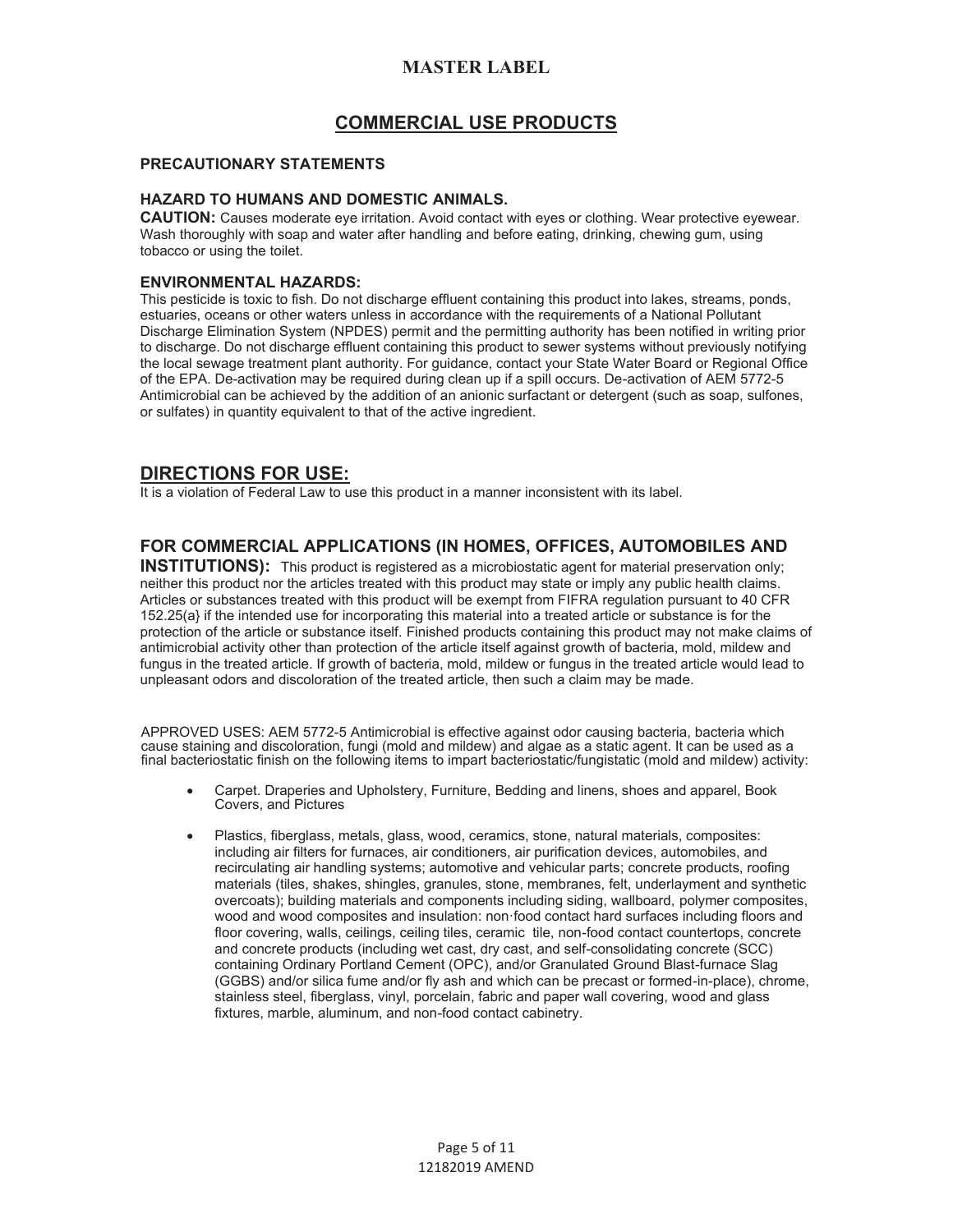# MASTER LABEL

## COMMERCIAL USE PRODUCTS

**PRECAUTIONARY STATEMENTS**

**HAZARD TO HUMANS AND DOMESTIC ANIMALS.**
**CAUTION:** Causes moderate eye irritation. Avoid contact with eyes or clothing. Wear protective eyewear. Wash thoroughly with soap and water after handling and before eating, drinking, chewing gum, using tobacco or using the toilet.

**ENVIRONMENTAL HAZARDS:**
This pesticide is toxic to fish. Do not discharge effluent containing this product into lakes, streams, ponds, estuaries, oceans or other waters unless in accordance with the requirements of a National Pollutant Discharge Elimination System (NPDES) permit and the permitting authority has been notified in writing prior to discharge. Do not discharge effluent containing this product to sewer systems without previously notifying the local sewage treatment plant authority. For guidance, contact your State Water Board or Regional Office of the EPA. De-activation may be required during clean up if a spill occurs. De-activation of AEM 5772-5 Antimicrobial can be achieved by the addition of an anionic surfactant or detergent (such as soap, sulfones, or sulfates) in quantity equivalent to that of the active ingredient.

## DIRECTIONS FOR USE:

It is a violation of Federal Law to use this product in a manner inconsistent with its label.

**FOR COMMERCIAL APPLICATIONS (IN HOMES, OFFICES, AUTOMOBILES AND INSTITUTIONS):** This product is registered as a microbiostatic agent for material preservation only; neither this product nor the articles treated with this product may state or imply any public health claims. Articles or substances treated with this product will be exempt from FIFRA regulation pursuant to 40 CFR 152.25(a} if the intended use for incorporating this material into a treated article or substance is for the protection of the article or substance itself. Finished products containing this product may not make claims of antimicrobial activity other than protection of the article itself against growth of bacteria, mold, mildew and fungus in the treated article. If growth of bacteria, mold, mildew or fungus in the treated article would lead to unpleasant odors and discoloration of the treated article, then such a claim may be made.

APPROVED USES: AEM 5772-5 Antimicrobial is effective against odor causing bacteria, bacteria which cause staining and discoloration, fungi (mold and mildew) and algae as a static agent. It can be used as a final bacteriostatic finish on the following items to impart bacteriostatic/fungistatic (mold and mildew) activity:

- Carpet. Draperies and Upholstery, Furniture, Bedding and linens, shoes and apparel, Book Covers, and Pictures
- Plastics, fiberglass, metals, glass, wood, ceramics, stone, natural materials, composites: including air filters for furnaces, air conditioners, air purification devices, automobiles, and recirculating air handling systems; automotive and vehicular parts; concrete products, roofing materials (tiles, shakes, shingles, granules, stone, membranes, felt, underlayment and synthetic overcoats); building materials and components including siding, wallboard, polymer composites, wood and wood composites and insulation: non·food contact hard surfaces including floors and floor covering, walls, ceilings, ceiling tiles, ceramic tile, non-food contact countertops, concrete and concrete products (including wet cast, dry cast, and self-consolidating concrete (SCC) containing Ordinary Portland Cement (OPC), and/or Granulated Ground Blast-furnace Slag (GGBS) and/or silica fume and/or fly ash and which can be precast or formed-in-place), chrome, stainless steel, fiberglass, vinyl, porcelain, fabric and paper wall covering, wood and glass fixtures, marble, aluminum, and non-food contact cabinetry.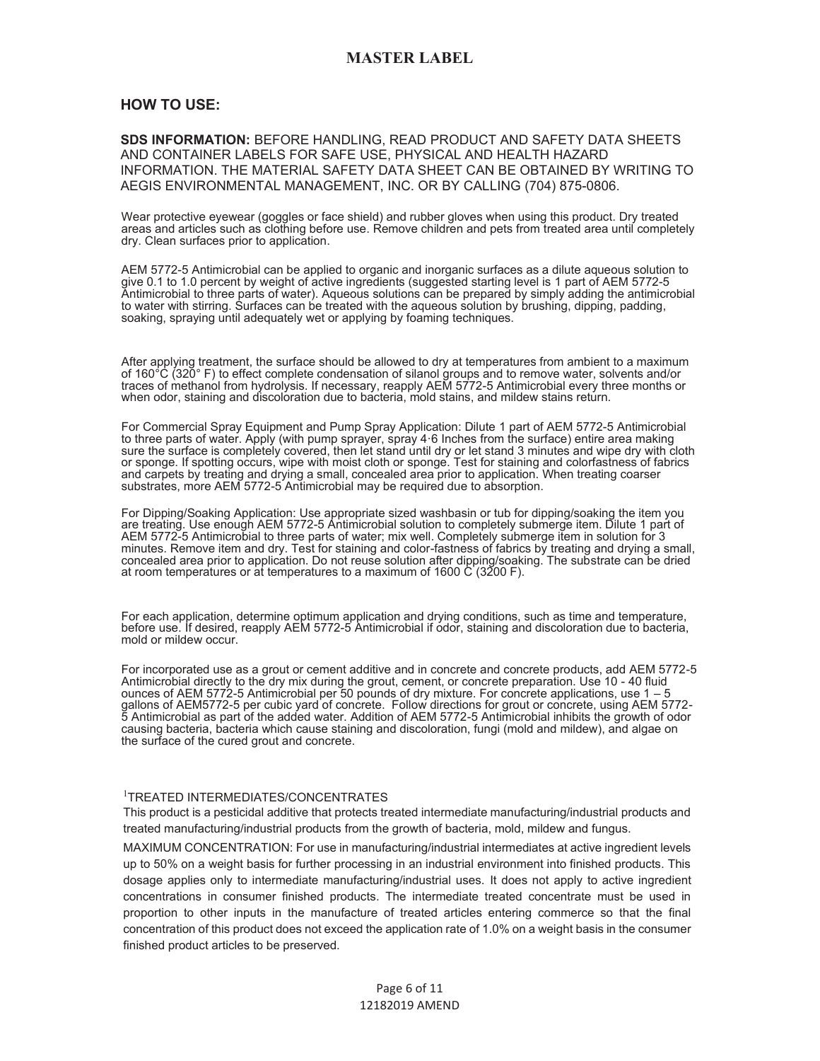## MASTER LABEL

### HOW TO USE:

**SDS INFORMATION:** BEFORE HANDLING, READ PRODUCT AND SAFETY DATA SHEETS AND CONTAINER LABELS FOR SAFE USE, PHYSICAL AND HEALTH HAZARD INFORMATION. THE MATERIAL SAFETY DATA SHEET CAN BE OBTAINED BY WRITING TO AEGIS ENVIRONMENTAL MANAGEMENT, INC. OR BY CALLING (704) 875-0806.

Wear protective eyewear (goggles or face shield) and rubber gloves when using this product. Dry treated areas and articles such as clothing before use. Remove children and pets from treated area until completely dry. Clean surfaces prior to application.

AEM 5772-5 Antimicrobial can be applied to organic and inorganic surfaces as a dilute aqueous solution to give 0.1 to 1.0 percent by weight of active ingredients (suggested starting level is 1 part of AEM 5772-5 Antimicrobial to three parts of water). Aqueous solutions can be prepared by simply adding the antimicrobial to water with stirring. Surfaces can be treated with the aqueous solution by brushing, dipping, padding, soaking, spraying until adequately wet or applying by foaming techniques.

After applying treatment, the surface should be allowed to dry at temperatures from ambient to a maximum of 160°C (320° F) to effect complete condensation of silanol groups and to remove water, solvents and/or traces of methanol from hydrolysis. If necessary, reapply AEM 5772-5 Antimicrobial every three months or when odor, staining and discoloration due to bacteria, mold stains, and mildew stains return.

For Commercial Spray Equipment and Pump Spray Application: Dilute 1 part of AEM 5772-5 Antimicrobial to three parts of water. Apply (with pump sprayer, spray 4·6 Inches from the surface) entire area making sure the surface is completely covered, then let stand until dry or let stand 3 minutes and wipe dry with cloth or sponge. If spotting occurs, wipe with moist cloth or sponge. Test for staining and colorfastness of fabrics and carpets by treating and drying a small, concealed area prior to application. When treating coarser substrates, more AEM 5772-5 Antimicrobial may be required due to absorption.

For Dipping/Soaking Application: Use appropriate sized washbasin or tub for dipping/soaking the item you are treating. Use enough AEM 5772-5 Antimicrobial solution to completely submerge item. Dilute 1 part of AEM 5772-5 Antimicrobial to three parts of water; mix well. Completely submerge item in solution for 3 minutes. Remove item and dry. Test for staining and color-fastness of fabrics by treating and drying a small, concealed area prior to application. Do not reuse solution after dipping/soaking. The substrate can be dried at room temperatures or at temperatures to a maximum of 1600 C (3200 F).

For each application, determine optimum application and drying conditions, such as time and temperature, before use. If desired, reapply AEM 5772-5 Antimicrobial if odor, staining and discoloration due to bacteria, mold or mildew occur.

For incorporated use as a grout or cement additive and in concrete and concrete products, add AEM 5772-5 Antimicrobial directly to the dry mix during the grout, cement, or concrete preparation. Use 10 - 40 fluid ounces of AEM 5772-5 Antimicrobial per 50 pounds of dry mixture. For concrete applications, use 1 – 5 gallons of AEM5772-5 per cubic yard of concrete. Follow directions for grout or concrete, using AEM 5772-5 Antimicrobial as part of the added water. Addition of AEM 5772-5 Antimicrobial inhibits the growth of odor causing bacteria, bacteria which cause staining and discoloration, fungi (mold and mildew), and algae on the surface of the cured grout and concrete.

[1]TREATED INTERMEDIATES/CONCENTRATES

This product is a pesticidal additive that protects treated intermediate manufacturing/industrial products and treated manufacturing/industrial products from the growth of bacteria, mold, mildew and fungus.

MAXIMUM CONCENTRATION: For use in manufacturing/industrial intermediates at active ingredient levels up to 50% on a weight basis for further processing in an industrial environment into finished products. This dosage applies only to intermediate manufacturing/industrial uses. It does not apply to active ingredient concentrations in consumer finished products. The intermediate treated concentrate must be used in proportion to other inputs in the manufacture of treated articles entering commerce so that the final concentration of this product does not exceed the application rate of 1.0% on a weight basis in the consumer finished product articles to be preserved.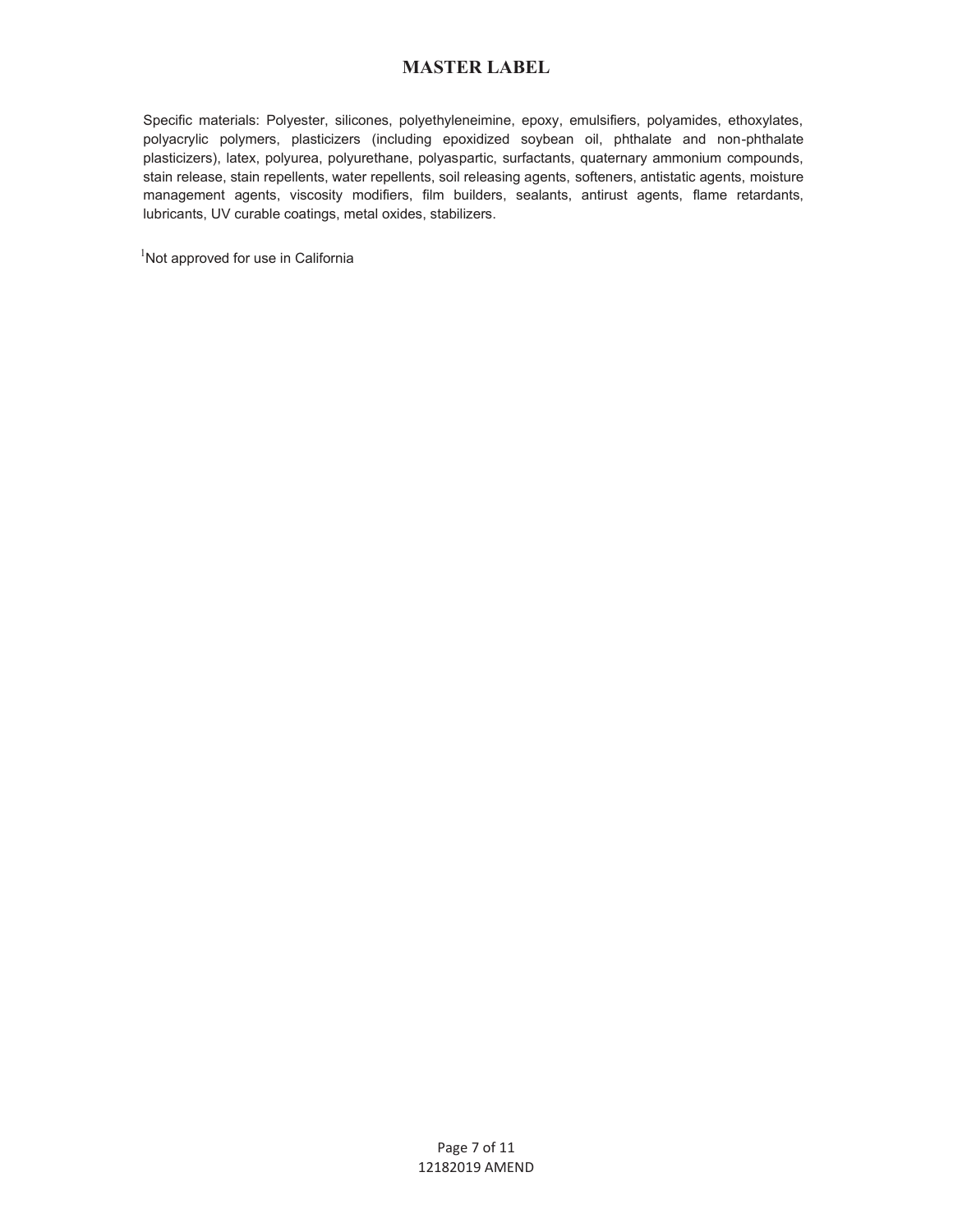# MASTER LABEL

Specific materials: Polyester, silicones, polyethyleneimine, epoxy, emulsifiers, polyamides, ethoxylates, polyacrylic polymers, plasticizers (including epoxidized soybean oil, phthalate and non-phthalate plasticizers), latex, polyurea, polyurethane, polyaspartic, surfactants, quaternary ammonium compounds, stain release, stain repellents, water repellents, soil releasing agents, softeners, antistatic agents, moisture management agents, viscosity modifiers, film builders, sealants, antirust agents, flame retardants, lubricants, UV curable coatings, metal oxides, stabilizers.

[1]Not approved for use in California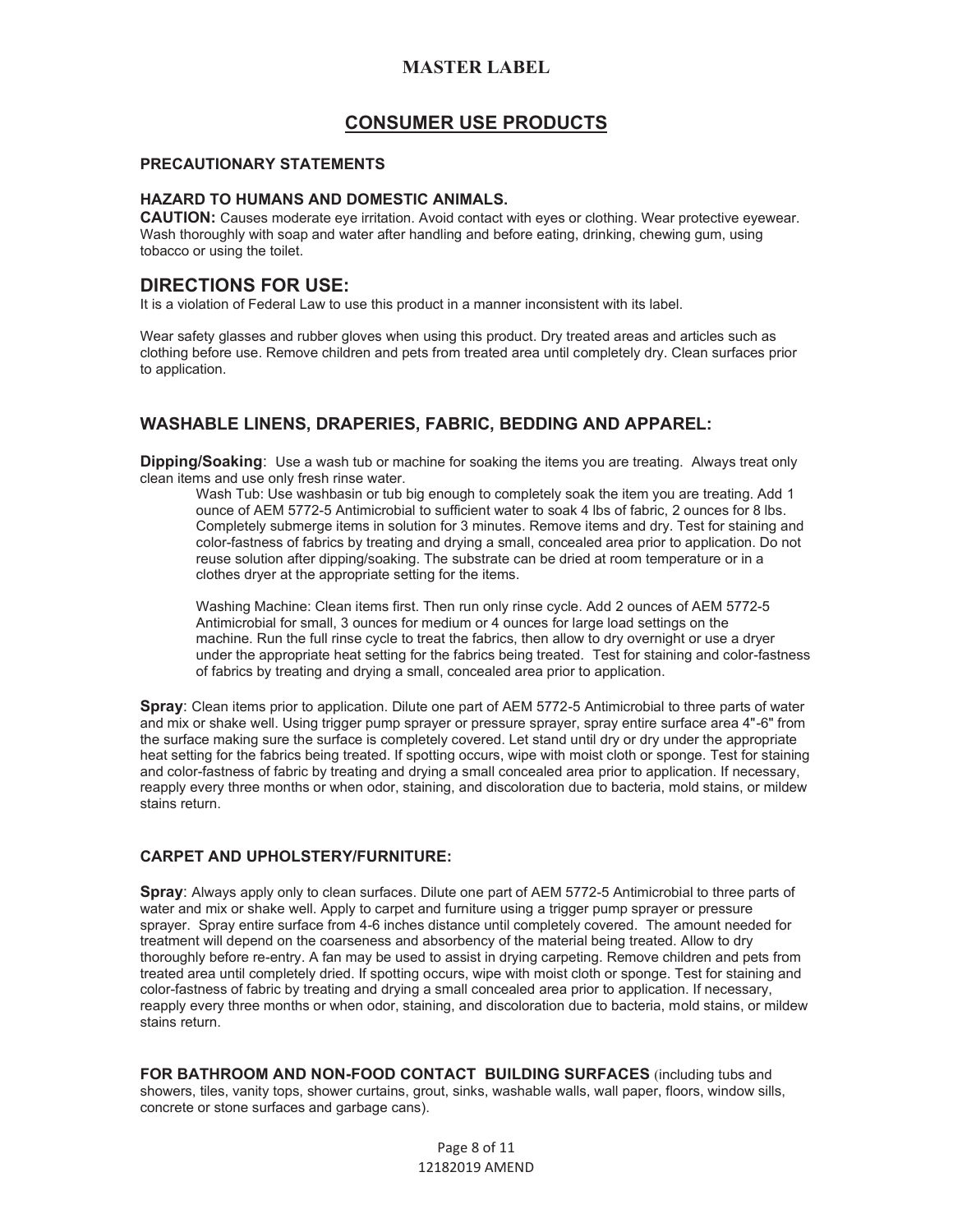# MASTER LABEL

## CONSUMER USE PRODUCTS

**PRECAUTIONARY STATEMENTS**

**HAZARD TO HUMANS AND DOMESTIC ANIMALS.**

**CAUTION:** Causes moderate eye irritation. Avoid contact with eyes or clothing. Wear protective eyewear. Wash thoroughly with soap and water after handling and before eating, drinking, chewing gum, using tobacco or using the toilet.

## DIRECTIONS FOR USE:

It is a violation of Federal Law to use this product in a manner inconsistent with its label.

Wear safety glasses and rubber gloves when using this product. Dry treated areas and articles such as clothing before use. Remove children and pets from treated area until completely dry. Clean surfaces prior to application.

## WASHABLE LINENS, DRAPERIES, FABRIC, BEDDING AND APPAREL:

**Dipping/Soaking**: Use a wash tub or machine for soaking the items you are treating. Always treat only clean items and use only fresh rinse water.

Wash Tub: Use washbasin or tub big enough to completely soak the item you are treating. Add 1 ounce of AEM 5772-5 Antimicrobial to sufficient water to soak 4 lbs of fabric, 2 ounces for 8 lbs. Completely submerge items in solution for 3 minutes. Remove items and dry. Test for staining and color-fastness of fabrics by treating and drying a small, concealed area prior to application. Do not reuse solution after dipping/soaking. The substrate can be dried at room temperature or in a clothes dryer at the appropriate setting for the items.

Washing Machine: Clean items first. Then run only rinse cycle. Add 2 ounces of AEM 5772-5 Antimicrobial for small, 3 ounces for medium or 4 ounces for large load settings on the machine. Run the full rinse cycle to treat the fabrics, then allow to dry overnight or use a dryer under the appropriate heat setting for the fabrics being treated. Test for staining and color-fastness of fabrics by treating and drying a small, concealed area prior to application.

**Spray**: Clean items prior to application. Dilute one part of AEM 5772-5 Antimicrobial to three parts of water and mix or shake well. Using trigger pump sprayer or pressure sprayer, spray entire surface area 4"-6" from the surface making sure the surface is completely covered. Let stand until dry or dry under the appropriate heat setting for the fabrics being treated. If spotting occurs, wipe with moist cloth or sponge. Test for staining and color-fastness of fabric by treating and drying a small concealed area prior to application. If necessary, reapply every three months or when odor, staining, and discoloration due to bacteria, mold stains, or mildew stains return.

**CARPET AND UPHOLSTERY/FURNITURE:**

**Spray**: Always apply only to clean surfaces. Dilute one part of AEM 5772-5 Antimicrobial to three parts of water and mix or shake well. Apply to carpet and furniture using a trigger pump sprayer or pressure sprayer. Spray entire surface from 4-6 inches distance until completely covered. The amount needed for treatment will depend on the coarseness and absorbency of the material being treated. Allow to dry thoroughly before re-entry. A fan may be used to assist in drying carpeting. Remove children and pets from treated area until completely dried. If spotting occurs, wipe with moist cloth or sponge. Test for staining and color-fastness of fabric by treating and drying a small concealed area prior to application. If necessary, reapply every three months or when odor, staining, and discoloration due to bacteria, mold stains, or mildew stains return.

**FOR BATHROOM AND NON-FOOD CONTACT BUILDING SURFACES** (including tubs and showers, tiles, vanity tops, shower curtains, grout, sinks, washable walls, wall paper, floors, window sills, concrete or stone surfaces and garbage cans).

12182019 AMEND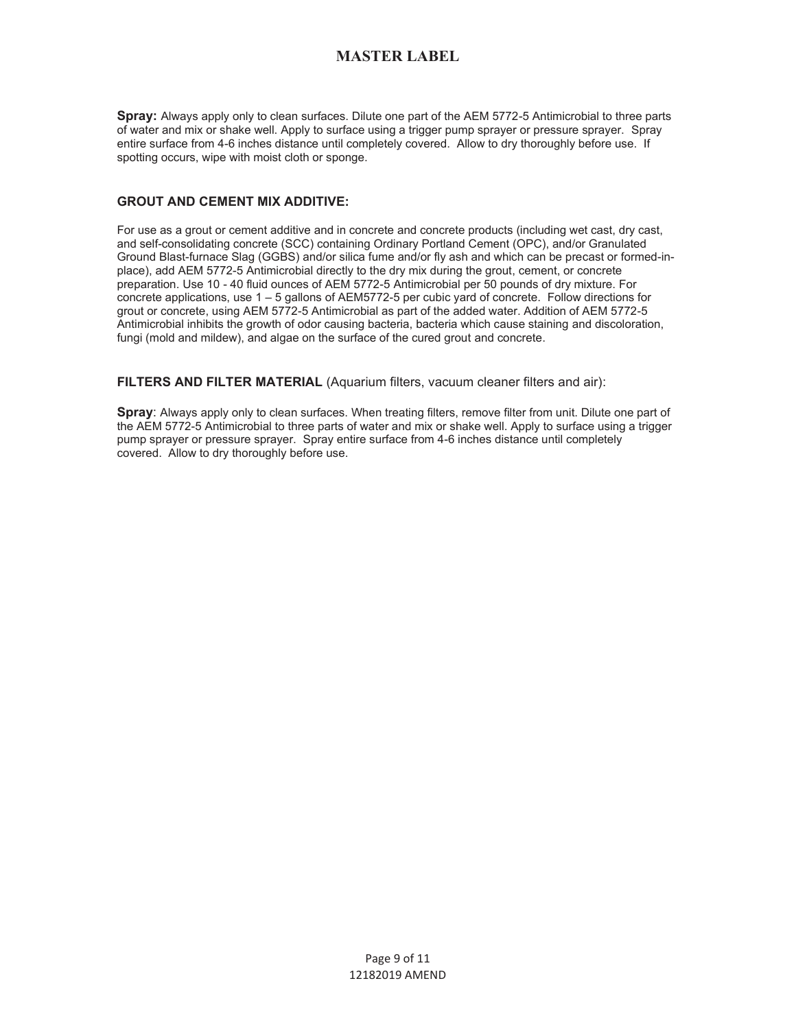**Spray:** Always apply only to clean surfaces. Dilute one part of the AEM 5772-5 Antimicrobial to three parts of water and mix or shake well. Apply to surface using a trigger pump sprayer or pressure sprayer. Spray entire surface from 4-6 inches distance until completely covered. Allow to dry thoroughly before use. If spotting occurs, wipe with moist cloth or sponge.

### GROUT AND CEMENT MIX ADDITIVE:

For use as a grout or cement additive and in concrete and concrete products (including wet cast, dry cast, and self-consolidating concrete (SCC) containing Ordinary Portland Cement (OPC), and/or Granulated Ground Blast-furnace Slag (GGBS) and/or silica fume and/or fly ash and which can be precast or formed-in-place), add AEM 5772-5 Antimicrobial directly to the dry mix during the grout, cement, or concrete preparation. Use 10 - 40 fluid ounces of AEM 5772-5 Antimicrobial per 50 pounds of dry mixture. For concrete applications, use 1 – 5 gallons of AEM5772-5 per cubic yard of concrete. Follow directions for grout or concrete, using AEM 5772-5 Antimicrobial as part of the added water. Addition of AEM 5772-5 Antimicrobial inhibits the growth of odor causing bacteria, bacteria which cause staining and discoloration, fungi (mold and mildew), and algae on the surface of the cured grout and concrete.

### FILTERS AND FILTER MATERIAL (Aquarium filters, vacuum cleaner filters and air):

**Spray**: Always apply only to clean surfaces. When treating filters, remove filter from unit. Dilute one part of the AEM 5772-5 Antimicrobial to three parts of water and mix or shake well. Apply to surface using a trigger pump sprayer or pressure sprayer. Spray entire surface from 4-6 inches distance until completely covered. Allow to dry thoroughly before use.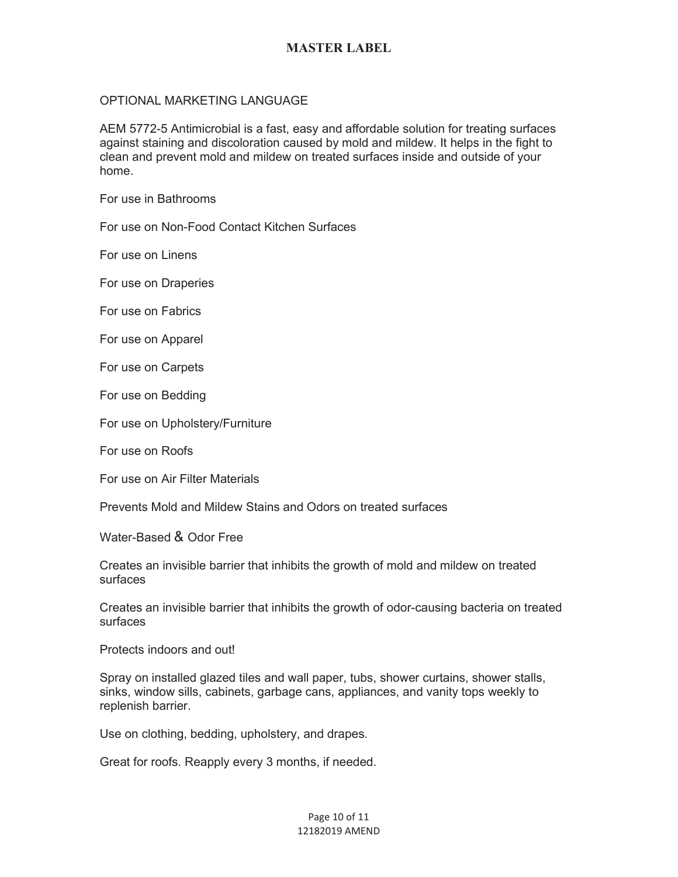OPTIONAL MARKETING LANGUAGE

AEM 5772-5 Antimicrobial is a fast, easy and affordable solution for treating surfaces against staining and discoloration caused by mold and mildew. It helps in the fight to clean and prevent mold and mildew on treated surfaces inside and outside of your home.

For use in Bathrooms

For use on Non-Food Contact Kitchen Surfaces

For use on Linens

For use on Draperies

For use on Fabrics

For use on Apparel

For use on Carpets

For use on Bedding

For use on Upholstery/Furniture

For use on Roofs

For use on Air Filter Materials

Prevents Mold and Mildew Stains and Odors on treated surfaces

Water-Based & Odor Free

Creates an invisible barrier that inhibits the growth of mold and mildew on treated surfaces

Creates an invisible barrier that inhibits the growth of odor-causing bacteria on treated surfaces

Protects indoors and out!

Spray on installed glazed tiles and wall paper, tubs, shower curtains, shower stalls, sinks, window sills, cabinets, garbage cans, appliances, and vanity tops weekly to replenish barrier.

Use on clothing, bedding, upholstery, and drapes.

Great for roofs. Reapply every 3 months, if needed.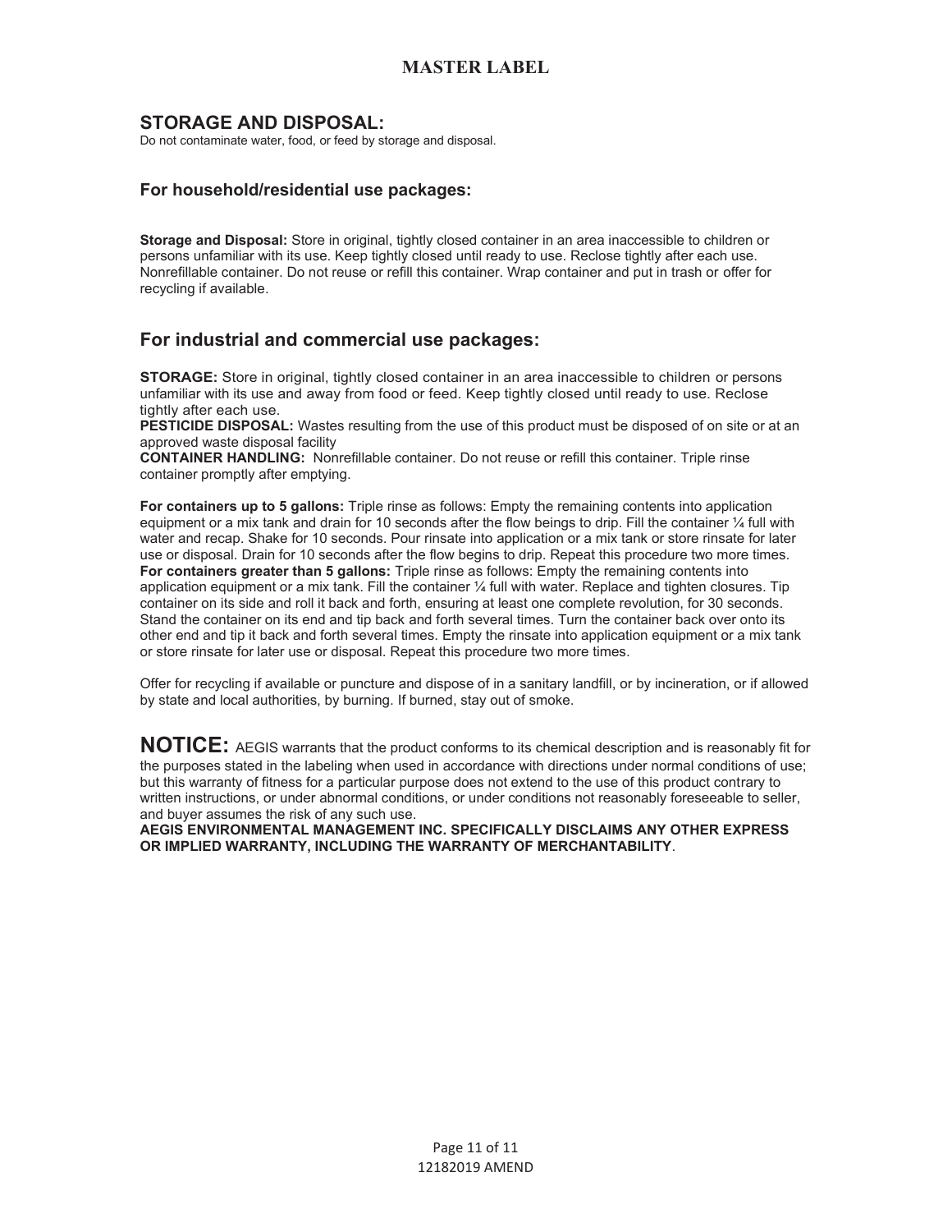# MASTER LABEL

## STORAGE AND DISPOSAL:

Do not contaminate water, food, or feed by storage and disposal.

### For household/residential use packages:

**Storage and Disposal:** Store in original, tightly closed container in an area inaccessible to children or persons unfamiliar with its use. Keep tightly closed until ready to use. Reclose tightly after each use. Nonrefillable container. Do not reuse or refill this container. Wrap container and put in trash or offer for recycling if available.

### For industrial and commercial use packages:

**STORAGE:** Store in original, tightly closed container in an area inaccessible to children or persons unfamiliar with its use and away from food or feed. Keep tightly closed until ready to use. Reclose tightly after each use.
**PESTICIDE DISPOSAL:** Wastes resulting from the use of this product must be disposed of on site or at an approved waste disposal facility
**CONTAINER HANDLING:** Nonrefillable container. Do not reuse or refill this container. Triple rinse container promptly after emptying.

**For containers up to 5 gallons:** Triple rinse as follows: Empty the remaining contents into application equipment or a mix tank and drain for 10 seconds after the flow beings to drip. Fill the container ¼ full with water and recap. Shake for 10 seconds. Pour rinsate into application or a mix tank or store rinsate for later use or disposal. Drain for 10 seconds after the flow begins to drip. Repeat this procedure two more times.
**For containers greater than 5 gallons:** Triple rinse as follows: Empty the remaining contents into application equipment or a mix tank. Fill the container ¼ full with water. Replace and tighten closures. Tip container on its side and roll it back and forth, ensuring at least one complete revolution, for 30 seconds. Stand the container on its end and tip back and forth several times. Turn the container back over onto its other end and tip it back and forth several times. Empty the rinsate into application equipment or a mix tank or store rinsate for later use or disposal. Repeat this procedure two more times.

Offer for recycling if available or puncture and dispose of in a sanitary landfill, or by incineration, or if allowed by state and local authorities, by burning. If burned, stay out of smoke.

**NOTICE:** AEGIS warrants that the product conforms to its chemical description and is reasonably fit for the purposes stated in the labeling when used in accordance with directions under normal conditions of use; but this warranty of fitness for a particular purpose does not extend to the use of this product contrary to written instructions, or under abnormal conditions, or under conditions not reasonably foreseeable to seller, and buyer assumes the risk of any such use.
**AEGIS ENVIRONMENTAL MANAGEMENT INC. SPECIFICALLY DISCLAIMS ANY OTHER EXPRESS OR IMPLIED WARRANTY, INCLUDING THE WARRANTY OF MERCHANTABILITY**.

12182019 AMEND